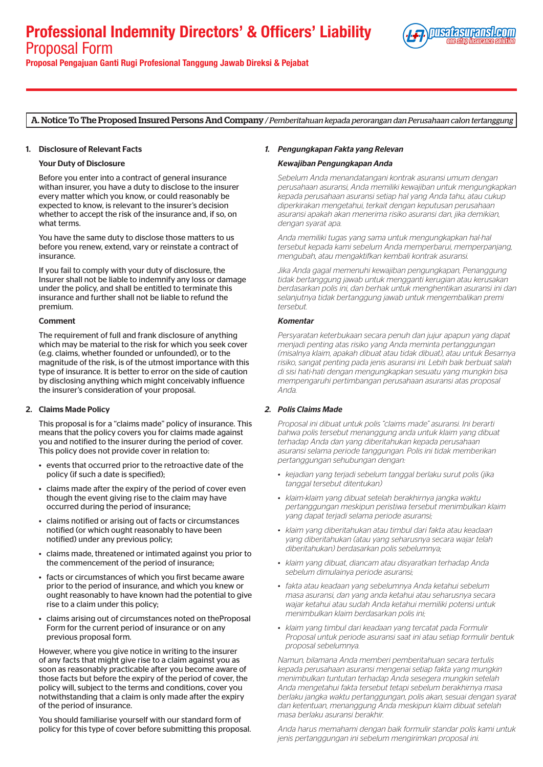# Professional Indemnity Directors' & Officers' Liability
## Proposal Form

**Proposal Pengajuan Ganti Rugi Profesional Tanggung Jawab Direksi & Pejabat**

## A. Notice To The Proposed Insured Persons And Company / *Pemberitahuan kepada perorangan dan Perusahaan calon tertanggung*

### 1. Disclosure of Relevant Facts

**Your Duty of Disclosure**

Before you enter into a contract of general insurance withan insurer, you have a duty to disclose to the insurer every matter which you know, or could reasonably be expected to know, is relevant to the insurer's decision whether to accept the risk of the insurance and, if so, on what terms.

You have the same duty to disclose those matters to us before you renew, extend, vary or reinstate a contract of insurance.

If you fail to comply with your duty of disclosure, the Insurer shall not be liable to indemnify any loss or damage under the policy, and shall be entitled to terminate this insurance and further shall not be liable to refund the premium.

**Comment**

The requirement of full and frank disclosure of anything which may be material to the risk for which you seek cover (e.g. claims, whether founded or unfounded), or to the magnitude of the risk, is of the utmost importance with this type of insurance. It is better to error on the side of caution by disclosing anything which might conceivably influence the insurer's consideration of your proposal.

### 2. Claims Made Policy

This proposal is for a "claims made" policy of insurance. This means that the policy covers you for claims made against you and notified to the insurer during the period of cover. This policy does not provide cover in relation to:

- events that occurred prior to the retroactive date of the policy (if such a date is specified);
- claims made after the expiry of the period of cover even though the event giving rise to the claim may have occurred during the period of insurance;
- claims notified or arising out of facts or circumstances notified (or which ought reasonably to have been notified) under any previous policy;
- claims made, threatened or intimated against you prior to the commencement of the period of insurance;
- facts or circumstances of which you first became aware prior to the period of insurance, and which you knew or ought reasonably to have known had the potential to give rise to a claim under this policy;
- claims arising out of circumstances noted on theProposal Form for the current period of insurance or on any previous proposal form.

However, where you give notice in writing to the insurer of any facts that might give rise to a claim against you as soon as reasonably practicable after you become aware of those facts but before the expiry of the period of cover, the policy will, subject to the terms and conditions, cover you notwithstanding that a claim is only made after the expiry of the period of insurance.

You should familiarise yourself with our standard form of policy for this type of cover before submitting this proposal.

### *1. Pengungkapan Fakta yang Relevan*

***Kewajiban Pengungkapan Anda***

*Sebelum Anda menandatangani kontrak asuransi umum dengan perusahaan asuransi, Anda memiliki kewajiban untuk mengungkapkan kepada perusahaan asuransi setiap hal yang Anda tahu, atau cukup diperkirakan mengetahui, terkait dengan keputusan perusahaan asuransi apakah akan menerima risiko asuransi dan, jika demikian, dengan syarat apa.*

*Anda memiliki tugas yang sama untuk mengungkapkan hal-hal tersebut kepada kami sebelum Anda memperbarui, memperpanjang, mengubah, atau mengaktifkan kembali kontrak asuransi.*

*Jika Anda gagal memenuhi kewajiban pengungkapan, Penanggung tidak bertanggung jawab untuk mengganti kerugian atau kerusakan berdasarkan polis ini, dan berhak untuk menghentikan asuransi ini dan selanjutnya tidak bertanggung jawab untuk mengembalikan premi tersebut.*

***Komentar***

*Persyaratan keterbukaan secara penuh dan jujur apapun yang dapat menjadi penting atas risiko yang Anda meminta pertanggungan (misalnya klaim, apakah dibuat atau tidak dibuat), atau untuk Besarnya risiko, sangat penting pada jenis asuransi ini. Lebih baik berbuat salah di sisi hati-hati dengan mengungkapkan sesuatu yang mungkin bisa mempengaruhi pertimbangan perusahaan asuransi atas proposal Anda.*

### *2. Polis Claims Made*

*Proposal ini dibuat untuk polis "claims made" asuransi. Ini berarti bahwa polis tersebut menanggung anda untuk klaim yang dibuat terhadap Anda dan yang diberitahukan kepada perusahaan asuransi selama periode tanggungan. Polis ini tidak memberikan pertanggungan sehubungan dengan:*

- *kejadian yang terjadi sebelum tanggal berlaku surut polis (jika tanggal tersebut ditentukan)*
- *klaim-klaim yang dibuat setelah berakhirnya jangka waktu pertanggungan meskipun peristiwa tersebut menimbulkan klaim yang dapat terjadi selama periode asuransi;*
- *klaim yang diberitahukan atau timbul dari fakta atau keadaan yang diberitahukan (atau yang seharusnya secara wajar telah diberitahukan) berdasarkan polis sebelumnya;*
- *klaim yang dibuat, diancam atau disyaratkan terhadap Anda sebelum dimulainya periode asuransi;*
- *fakta atau keadaan yang sebelumnya Anda ketahui sebelum masa asuransi, dan yang anda ketahui atau seharusnya secara wajar ketahui atau sudah Anda ketahui memiliki potensi untuk menimbulkan klaim berdasarkan polis ini;*
- *klaim yang timbul dari keadaan yang tercatat pada Formulir Proposal untuk periode asuransi saat ini atau setiap formulir bentuk proposal sebelumnya.*

*Namun, bilamana Anda memberi pemberitahuan secara tertulis kepada perusahaan asuransi mengenai setiap fakta yang mungkin menimbulkan tuntutan terhadap Anda sesegera mungkin setelah Anda mengetahui fakta tersebut tetapi sebelum berakhirnya masa berlaku jangka waktu pertanggungan, polis akan, sesuai dengan syarat dan ketentuan, menanggung Anda meskipun klaim dibuat setelah masa berlaku asuransi berakhir.*

*Anda harus memahami dengan baik formulir standar polis kami untuk jenis pertanggungan ini sebelum mengirimkan proposal ini.*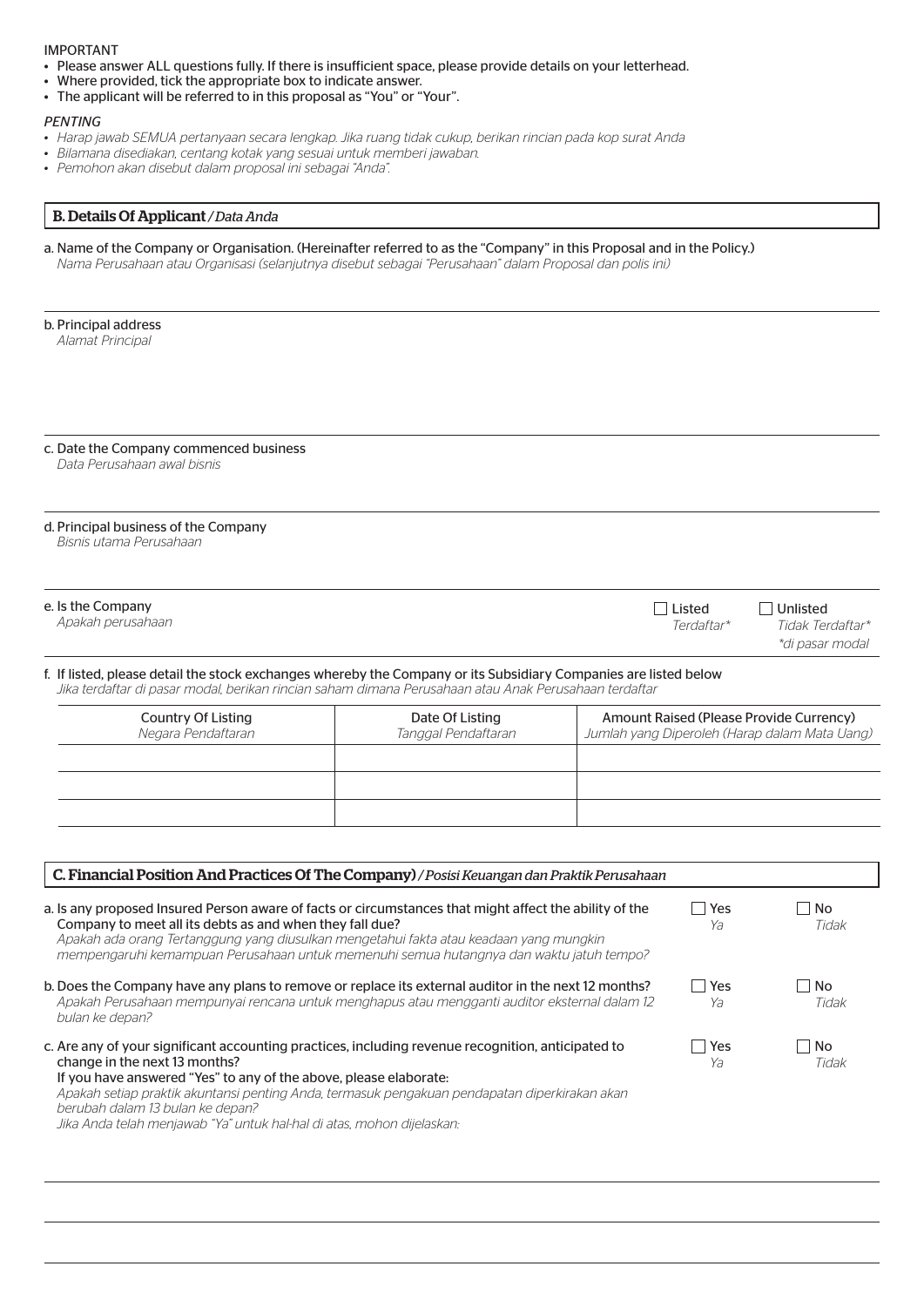IMPORTANT

- Please answer ALL questions fully. If there is insufficient space, please provide details on your letterhead.
- Where provided, tick the appropriate box to indicate answer.
- The applicant will be referred to in this proposal as "You" or "Your".

*PENTING*

- *Harap jawab SEMUA pertanyaan secara lengkap. Jika ruang tidak cukup, berikan rincian pada kop surat Anda*
- *Bilamana disediakan, centang kotak yang sesuai untuk memberi jawaban.*
- *Pemohon akan disebut dalam proposal ini sebagai "Anda".*

## B. Details Of Applicant / *Data Anda*

a. Name of the Company or Organisation. (Hereinafter referred to as the "Company" in this Proposal and in the Policy.)
*Nama Perusahaan atau Organisasi (selanjutnya disebut sebagai "Perusahaan" dalam Proposal dan polis ini)*

b. Principal address
*Alamat Principal*

c. Date the Company commenced business
*Data Perusahaan awal bisnis*

d. Principal business of the Company
*Bisnis utama Perusahaan*

e. Is the Company
*Apakah perusahaan*

☐ Listed *Terdaftar\** ☐ Unlisted *Tidak Terdaftar\**
*\*di pasar modal*

f. If listed, please detail the stock exchanges whereby the Company or its Subsidiary Companies are listed below
*Jika terdaftar di pasar modal, berikan rincian saham dimana Perusahaan atau Anak Perusahaan terdaftar*

| Country Of Listing<br>*Negara Pendaftaran* | Date Of Listing<br>*Tanggal Pendaftaran* | Amount Raised (Please Provide Currency)<br>*Jumlah yang Diperoleh (Harap dalam Mata Uang)* |
|---|---|---|
| | | |
| | | |
| | | |

## C. Financial Position And Practices Of The Company) / *Posisi Keuangan dan Praktik Perusahaan*

a. Is any proposed Insured Person aware of facts or circumstances that might affect the ability of the Company to meet all its debts as and when they fall due?
*Apakah ada orang Tertanggung yang diusulkan mengetahui fakta atau keadaan yang mungkin mempengaruhi kemampuan Perusahaan untuk memenuhi semua hutangnya dan waktu jatuh tempo?*

☐ Yes *Ya* ☐ No *Tidak*

b. Does the Company have any plans to remove or replace its external auditor in the next 12 months?
*Apakah Perusahaan mempunyai rencana untuk menghapus atau mengganti auditor eksternal dalam 12 bulan ke depan?*

☐ Yes *Ya* ☐ No *Tidak*

c. Are any of your significant accounting practices, including revenue recognition, anticipated to change in the next 13 months?
If you have answered "Yes" to any of the above, please elaborate:
*Apakah setiap praktik akuntansi penting Anda, termasuk pengakuan pendapatan diperkirakan akan berubah dalam 13 bulan ke depan?*
*Jika Anda telah menjawab "Ya" untuk hal-hal di atas, mohon dijelaskan:*

☐ Yes *Ya* ☐ No *Tidak*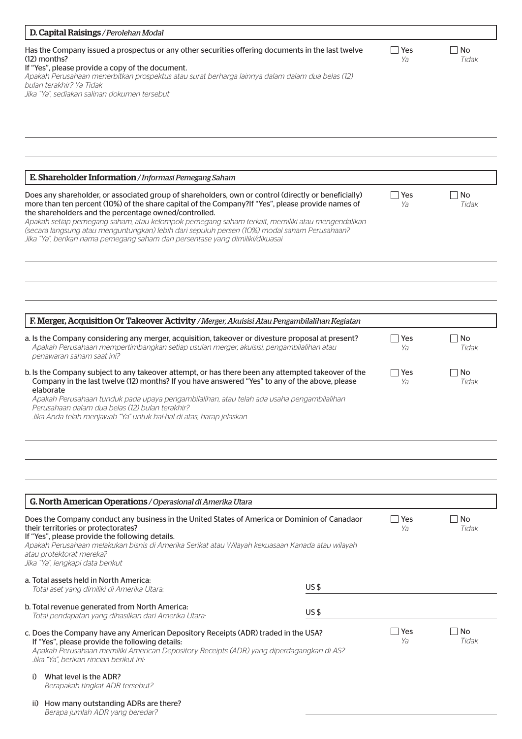## D. Capital Raisings / *Perolehan Modal*

Has the Company issued a prospectus or any other securities offering documents in the last twelve (12) months?
If "Yes", please provide a copy of the document.
*Apakah Perusahaan menerbitkan prospektus atau surat berharga lainnya dalam dalam dua belas (12) bulan terakhir? Ya Tidak*
*Jika "Ya", sediakan salinan dokumen tersebut*

☐ Yes *Ya* ☐ No *Tidak*

## E. Shareholder Information / *Informasi Pemegang Saham*

Does any shareholder, or associated group of shareholders, own or control (directly or beneficially) more than ten percent (10%) of the share capital of the Company?If "Yes", please provide names of the shareholders and the percentage owned/controlled.
*Apakah setiap pemegang saham, atau kelompok pemegang saham terkait, memiliki atau mengendalikan (secara langsung atau menguntungkan) lebih dari sepuluh persen (10%) modal saham Perusahaan? Jika "Ya", berikan nama pemegang saham dan persentase yang dimiliki/dikuasai*

☐ Yes *Ya* ☐ No *Tidak*

## F. Merger, Acquisition Or Takeover Activity / *Merger, Akuisisi Atau Pengambilalihan Kegiatan*

a. Is the Company considering any merger, acquisition, takeover or divesture proposal at present?
*Apakah Perusahaan mempertimbangkan setiap usulan merger, akuisisi, pengambilalihan atau penawaran saham saat ini?*

☐ Yes *Ya* ☐ No *Tidak*

b. Is the Company subject to any takeover attempt, or has there been any attempted takeover of the Company in the last twelve (12) months? If you have answered "Yes" to any of the above, please elaborate
*Apakah Perusahaan tunduk pada upaya pengambilalihan, atau telah ada usaha pengambilalihan Perusahaan dalam dua belas (12) bulan terakhir?*
*Jika Anda telah menjawab "Ya" untuk hal-hal di atas, harap jelaskan*

☐ Yes *Ya* ☐ No *Tidak*

## G. North American Operations / *Operasional di Amerika Utara*

Does the Company conduct any business in the United States of America or Dominion of Canadaor their territories or protectorates?
If "Yes", please provide the following details.
*Apakah Perusahaan melakukan bisnis di Amerika Serikat atau Wilayah kekuasaan Kanada atau wilayah atau protektorat mereka?*
*Jika "Ya", lengkapi data berikut*

☐ Yes *Ya* ☐ No *Tidak*

a. Total assets held in North America:
*Total aset yang dimiliki di Amerika Utara:* US $

b. Total revenue generated from North America:
*Total pendapatan yang dihasilkan dari Amerika Utara:* US $

c. Does the Company have any American Depository Receipts (ADR) traded in the USA?
If "Yes", please provide the following details:
*Apakah Perusahaan memiliki American Depository Receipts (ADR) yang diperdagangkan di AS?*
*Jika "Ya", berikan rincian berikut ini:*

☐ Yes *Ya* ☐ No *Tidak*

i) What level is the ADR?
*Berapakah tingkat ADR tersebut?*

ii) How many outstanding ADRs are there?
*Berapa jumlah ADR yang beredar?*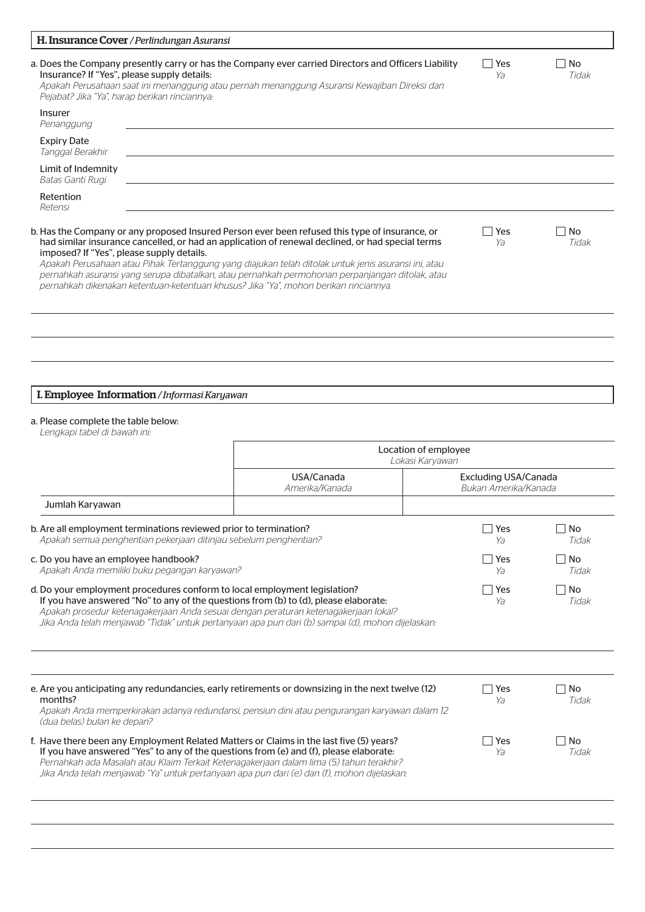## H. Insurance Cover / *Perlindungan Asuransi*

a. Does the Company presently carry or has the Company ever carried Directors and Officers Liability Insurance? If "Yes", please supply details:
*Apakah Perusahaan saat ini menanggung atau pernah menanggung Asuransi Kewajiban Direksi dan Pejabat? Jika "Ya", harap berikan rinciannya:*

☐ Yes / *Ya* ☐ No / *Tidak*

Insurer
*Penanggung* ____________________

Expiry Date
*Tanggal Berakhir* ____________________

Limit of Indemnity
*Batas Ganti Rugi* ____________________

Retention
*Retensi* ____________________

b. Has the Company or any proposed Insured Person ever been refused this type of insurance, or had similar insurance cancelled, or had an application of renewal declined, or had special terms imposed? If "Yes", please supply details.
*Apakah Perusahaan atau Pihak Tertanggung yang diajukan telah ditolak untuk jenis asuransi ini, atau pernahkah asuransi yang serupa dibatalkan, atau pernahkah permohonan perpanjangan ditolak, atau pernahkah dikenakan ketentuan-ketentuan khusus? Jika "Ya", mohon berikan rinciannya.*

☐ Yes / *Ya* ☐ No / *Tidak*

____________________

____________________

____________________

## I. Employee Information / *Informasi Karyawan*

a. Please complete the table below:
*Lengkapi tabel di bawah ini:*

| | Location of employee / *Lokasi Karyawan* | |
|---|---|---|
| | USA/Canada / *Amerika/Kanada* | Excluding USA/Canada / *Bukan Amerika/Kanada* |
| Jumlah Karyawan | | |

b. Are all employment terminations reviewed prior to termination?
*Apakah semua penghentian pekerjaan ditinjau sebelum penghentian?*

☐ Yes / *Ya* ☐ No / *Tidak*

c. Do you have an employee handbook?
*Apakah Anda memiliki buku pegangan karyawan?*

☐ Yes / *Ya* ☐ No / *Tidak*

d. Do your employment procedures conform to local employment legislation?
If you have answered "No" to any of the questions from (b) to (d), please elaborate:
*Apakah prosedur ketenagakerjaan Anda sesuai dengan peraturan ketenagakerjaan lokal?*
*Jika Anda telah menjawab "Tidak" untuk pertanyaan apa pun dari (b) sampai (d), mohon dijelaskan:*

☐ Yes / *Ya* ☐ No / *Tidak*

____________________

____________________

e. Are you anticipating any redundancies, early retirements or downsizing in the next twelve (12) months?
*Apakah Anda memperkirakan adanya redundansi, pensiun dini atau pengurangan karyawan dalam 12 (dua belas) bulan ke depan?*

☐ Yes / *Ya* ☐ No / *Tidak*

f. Have there been any Employment Related Matters or Claims in the last five (5) years?
If you have answered "Yes" to any of the questions from (e) and (f), please elaborate:
*Pernahkah ada Masalah atau Klaim Terkait Ketenagakerjaan dalam lima (5) tahun terakhir?*
*Jika Anda telah menjawab "Ya" untuk pertanyaan apa pun dari (e) dan (f), mohon dijelaskan:*

☐ Yes / *Ya* ☐ No / *Tidak*

____________________

____________________

____________________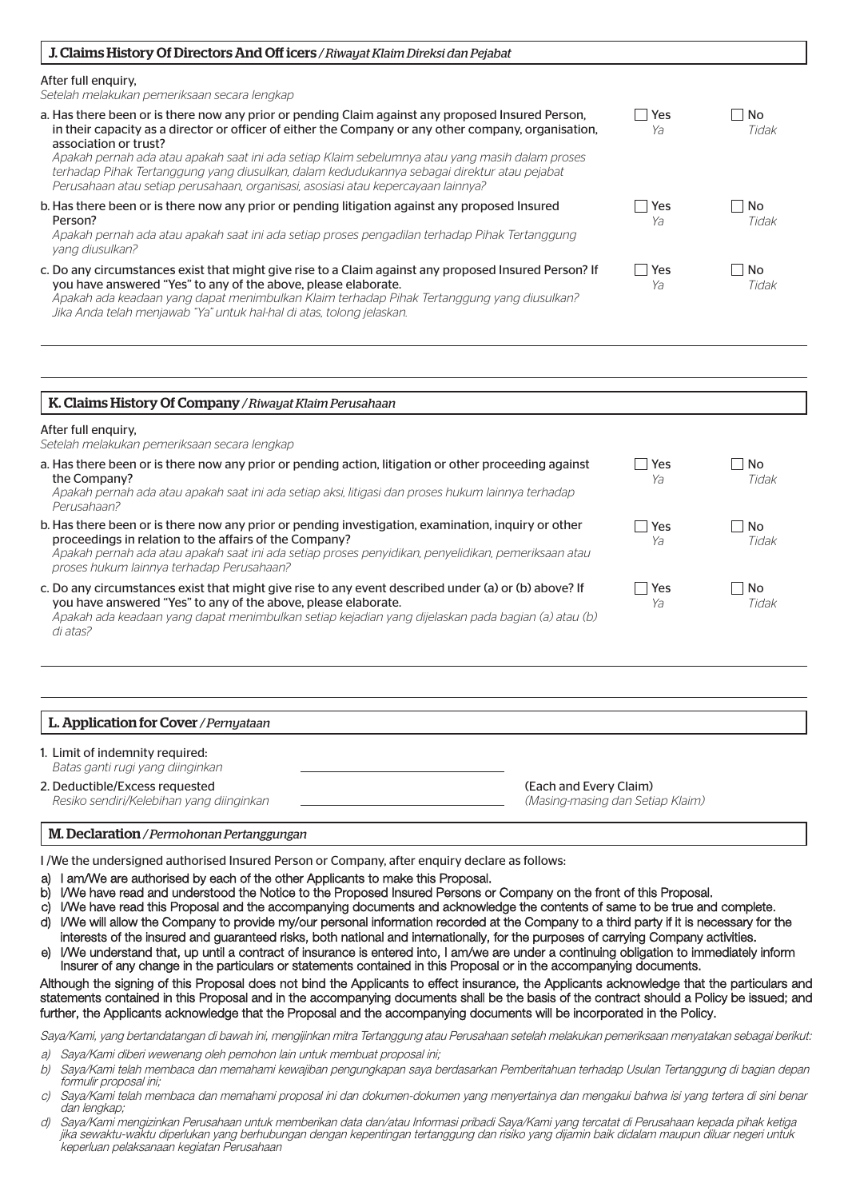## J. Claims History Of Directors And Officers / *Riwayat Klaim Direksi dan Pejabat*

After full enquiry,
*Setelah melakukan pemeriksaan secara lengkap*

| | | |
|---|---|---|
| a. Has there been or is there now any prior or pending Claim against any proposed Insured Person, in their capacity as a director or officer of either the Company or any other company, organisation, association or trust?<br>*Apakah pernah ada atau apakah saat ini ada setiap Klaim sebelumnya atau yang masih dalam proses terhadap Pihak Tertanggung yang diusulkan, dalam kedudukannya sebagai direktur atau pejabat Perusahaan atau setiap perusahaan, organisasi, asosiasi atau kepercayaan lainnya?* | ☐ Yes *Ya* | ☐ No *Tidak* |
| b. Has there been or is there now any prior or pending litigation against any proposed Insured Person?<br>*Apakah pernah ada atau apakah saat ini ada setiap proses pengadilan terhadap Pihak Tertanggung yang diusulkan?* | ☐ Yes *Ya* | ☐ No *Tidak* |
| c. Do any circumstances exist that might give rise to a Claim against any proposed Insured Person? If you have answered "Yes" to any of the above, please elaborate.<br>*Apakah ada keadaan yang dapat menimbulkan Klaim terhadap Pihak Tertanggung yang diusulkan? Jika Anda telah menjawab "Ya" untuk hal-hal di atas, tolong jelaskan.* | ☐ Yes *Ya* | ☐ No *Tidak* |

______________________________________________

______________________________________________

## K. Claims History Of Company / *Riwayat Klaim Perusahaan*

After full enquiry,
*Setelah melakukan pemeriksaan secara lengkap*

| | | |
|---|---|---|
| a. Has there been or is there now any prior or pending action, litigation or other proceeding against the Company?<br>*Apakah pernah ada atau apakah saat ini ada setiap aksi, litigasi dan proses hukum lainnya terhadap Perusahaan?* | ☐ Yes *Ya* | ☐ No *Tidak* |
| b. Has there been or is there now any prior or pending investigation, examination, inquiry or other proceedings in relation to the affairs of the Company?<br>*Apakah pernah ada atau apakah saat ini ada setiap proses penyidikan, penyelidikan, pemeriksaan atau proses hukum lainnya terhadap Perusahaan?* | ☐ Yes *Ya* | ☐ No *Tidak* |
| c. Do any circumstances exist that might give rise to any event described under (a) or (b) above? If you have answered "Yes" to any of the above, please elaborate.<br>*Apakah ada keadaan yang dapat menimbulkan setiap kejadian yang dijelaskan pada bagian (a) atau (b) di atas?* | ☐ Yes *Ya* | ☐ No *Tidak* |

______________________________________________

______________________________________________

## L. Application for Cover / *Pernyataan*

1. Limit of indemnity required:
   *Batas ganti rugi yang diinginkan* ______________________
2. Deductible/Excess requested
   *Resiko sendiri/Kelebihan yang diinginkan* ______________________ (Each and Every Claim) *(Masing-masing dan Setiap Klaim)*

## M. Declaration / *Permohonan Pertanggungan*

I /We the undersigned authorised Insured Person or Company, after enquiry declare as follows:

a) I am/We are authorised by each of the other Applicants to make this Proposal.
b) I/We have read and understood the Notice to the Proposed Insured Persons or Company on the front of this Proposal.
c) I/We have read this Proposal and the accompanying documents and acknowledge the contents of same to be true and complete.
d) I/We will allow the Company to provide my/our personal information recorded at the Company to a third party if it is necessary for the interests of the insured and guaranteed risks, both national and internationally, for the purposes of carrying Company activities.
e) I/We understand that, up until a contract of insurance is entered into, I am/we are under a continuing obligation to immediately inform Insurer of any change in the particulars or statements contained in this Proposal or in the accompanying documents.

Although the signing of this Proposal does not bind the Applicants to effect insurance, the Applicants acknowledge that the particulars and statements contained in this Proposal and in the accompanying documents shall be the basis of the contract should a Policy be issued; and further, the Applicants acknowledge that the Proposal and the accompanying documents will be incorporated in the Policy.

*Saya/Kami, yang bertandatangan di bawah ini, mengijinkan mitra Tertanggung atau Perusahaan setelah melakukan pemeriksaan menyatakan sebagai berikut:*

*a) Saya/Kami diberi wewenang oleh pemohon lain untuk membuat proposal ini;*
*b) Saya/Kami telah membaca dan memahami kewajiban pengungkapan saya berdasarkan Pemberitahuan terhadap Usulan Tertanggung di bagian depan formulir proposal ini;*
*c) Saya/Kami telah membaca dan memahami proposal ini dan dokumen-dokumen yang menyertainya dan mengakui bahwa isi yang tertera di sini benar dan lengkap;*
*d) Saya/Kami mengizinkan Perusahaan untuk memberikan data dan/atau Informasi pribadi Saya/Kami yang tercatat di Perusahaan kepada pihak ketiga jika sewaktu-waktu diperlukan yang berhubungan dengan kepentingan tertanggung dan risiko yang dijamin baik didalam maupun diluar negeri untuk keperluan pelaksanaan kegiatan Perusahaan*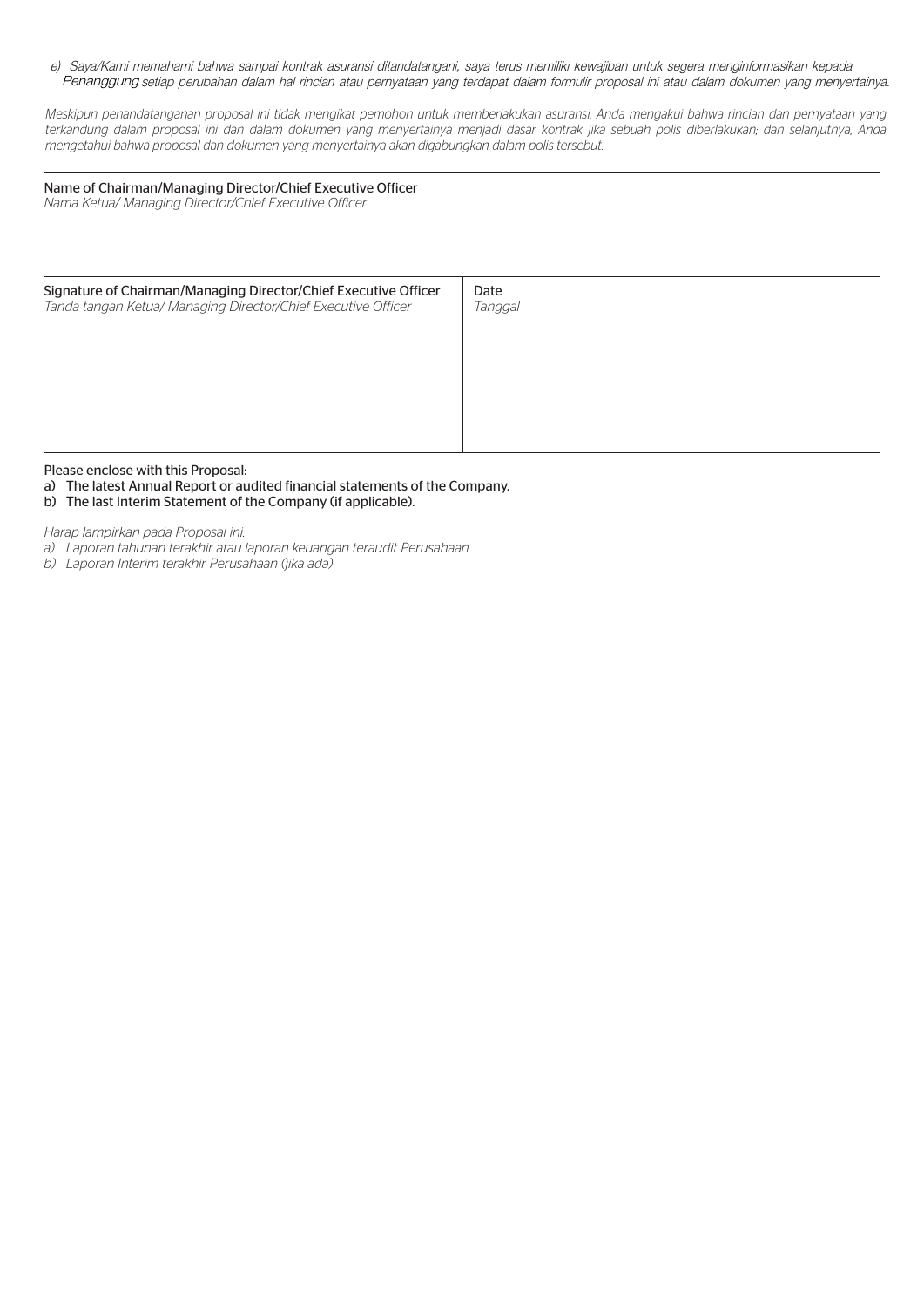*e) Saya/Kami memahami bahwa sampai kontrak asuransi ditandatangani, saya terus memiliki kewajiban untuk segera menginformasikan kepada Penanggung setiap perubahan dalam hal rincian atau pernyataan yang terdapat dalam formulir proposal ini atau dalam dokumen yang menyertainya.*

*Meskipun penandatanganan proposal ini tidak mengikat pemohon untuk memberlakukan asuransi, Anda mengakui bahwa rincian dan pernyataan yang terkandung dalam proposal ini dan dalam dokumen yang menyertainya menjadi dasar kontrak jika sebuah polis diberlakukan; dan selanjutnya, Anda mengetahui bahwa proposal dan dokumen yang menyertainya akan digabungkan dalam polis tersebut.*

Name of Chairman/Managing Director/Chief Executive Officer
*Nama Ketua/ Managing Director/Chief Executive Officer*

| Signature of Chairman/Managing Director/Chief Executive Officer<br>*Tanda tangan Ketua/ Managing Director/Chief Executive Officer* | Date<br>*Tanggal* |
|---|---|
| | |

Please enclose with this Proposal:

a) The latest Annual Report or audited financial statements of the Company.
b) The last Interim Statement of the Company (if applicable).

*Harap lampirkan pada Proposal ini:*

*a) Laporan tahunan terakhir atau laporan keuangan teraudit Perusahaan*
*b) Laporan Interim terakhir Perusahaan (jika ada)*